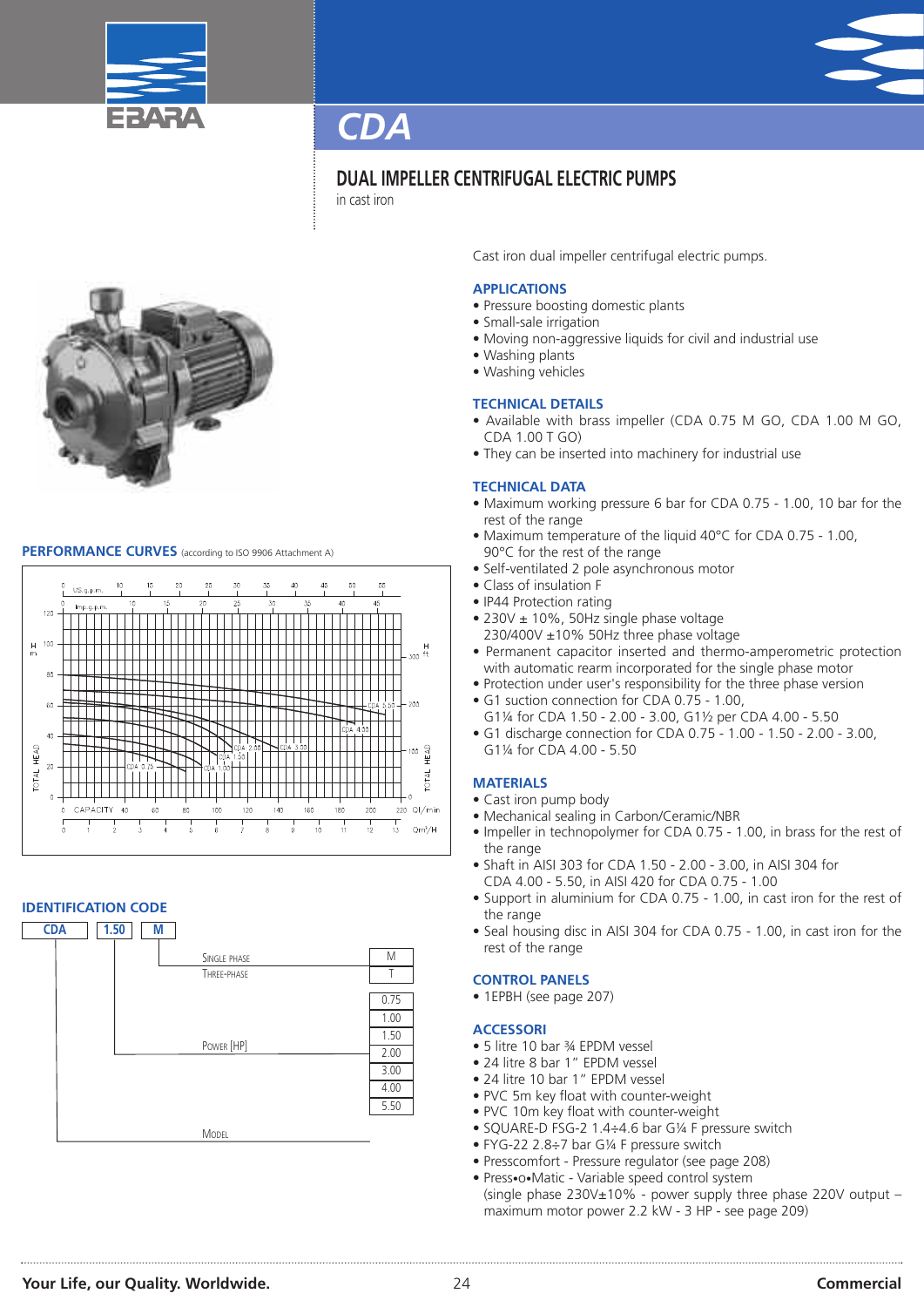# CDA

## DUAL IMPELLER CENTRIFUGAL ELECTRIC PUMPS

in cast iron

Cast iron dual impeller centrifugal electric pumps.

### APPLICATIONS

- Pressure boosting domestic plants
- Small-sale irrigation
- Moving non-aggressive liquids for civil and industrial use
- Washing plants
- Washing vehicles

### TECHNICAL DETAILS

- Available with brass impeller (CDA 0.75 M GO, CDA 1.00 M GO, CDA 1.00 T GO)
- They can be inserted into machinery for industrial use

### TECHNICAL DATA

- Maximum working pressure 6 bar for CDA 0.75 - 1.00, 10 bar for the rest of the range
- Maximum temperature of the liquid 40°C for CDA 0.75 - 1.00, 90°C for the rest of the range
- Self-ventilated 2 pole asynchronous motor
- Class of insulation F
- IP44 Protection rating
- 230V ± 10%, 50Hz single phase voltage 230/400V ±10% 50Hz three phase voltage
- Permanent capacitor inserted and thermo-amperometric protection with automatic rearm incorporated for the single phase motor
- Protection under user's responsibility for the three phase version
- G1 suction connection for CDA 0.75 - 1.00, G1¼ for CDA 1.50 - 2.00 - 3.00, G1½ per CDA 4.00 - 5.50
- G1 discharge connection for CDA 0.75 - 1.00 - 1.50 - 2.00 - 3.00, G1¼ for CDA 4.00 - 5.50

### MATERIALS

- Cast iron pump body
- Mechanical sealing in Carbon/Ceramic/NBR
- Impeller in technopolymer for CDA 0.75 - 1.00, in brass for the rest of the range
- Shaft in AISI 303 for CDA 1.50 - 2.00 - 3.00, in AISI 304 for CDA 4.00 - 5.50, in AISI 420 for CDA 0.75 - 1.00
- Support in aluminium for CDA 0.75 - 1.00, in cast iron for the rest of the range
- Seal housing disc in AISI 304 for CDA 0.75 - 1.00, in cast iron for the rest of the range

### CONTROL PANELS

- 1EPBH (see page 207)

### ACCESSORI

- 5 litre 10 bar ¾ EPDM vessel
- 24 litre 8 bar 1" EPDM vessel
- 24 litre 10 bar 1" EPDM vessel
- PVC 5m key float with counter-weight
- PVC 10m key float with counter-weight
- SQUARE-D FSG-2 1.4÷4.6 bar G¼ F pressure switch
- FYG-22 2.8÷7 bar G¼ F pressure switch
- Presscomfort - Pressure regulator (see page 208)
- Press•o•Matic - Variable speed control system (single phase 230V±10% - power supply three phase 220V output – maximum motor power 2.2 kW - 3 HP - see page 209)

### PERFORMANCE CURVES (according to ISO 9906 Attachment A)

### IDENTIFICATION CODE

CDA | 1.50 | M

| Code | Option |
|---|---|
| Single phase | M |
| Three-phase | T |
| Power [HP] | 0.75 |
| | 1.00 |
| | 1.50 |
| | 2.00 |
| | 3.00 |
| | 4.00 |
| | 5.50 |
| Model | CDA |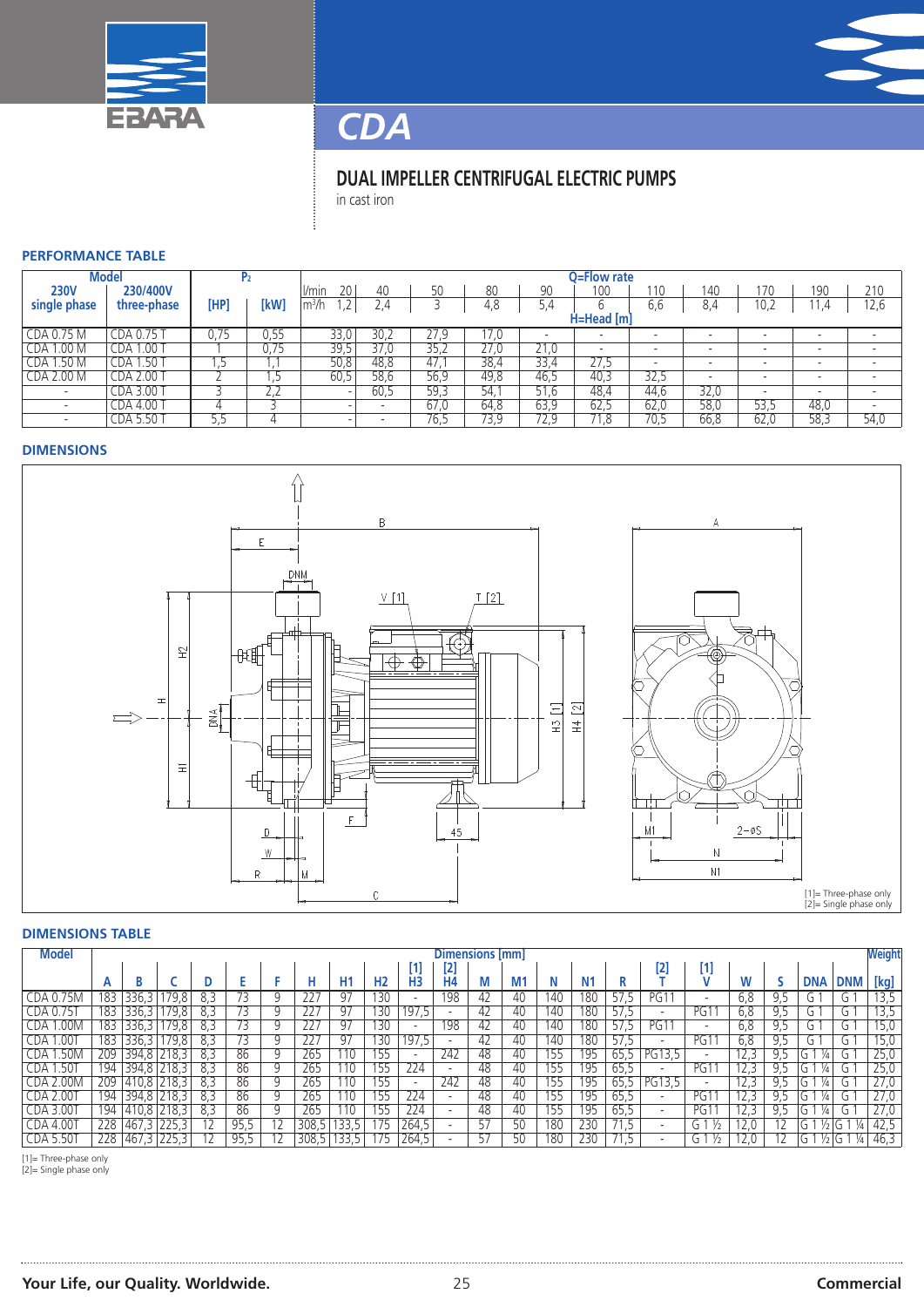# CDA

## DUAL IMPELLER CENTRIFUGAL ELECTRIC PUMPS

in cast iron

### PERFORMANCE TABLE

| Model | | $P_2$ | | Q=Flow rate | | | | | | | | | | |
|---|---|---|---|---|---|---|---|---|---|---|---|---|---|---|
| 230V single phase | 230/400V three-phase | [HP] | [kW] | l/min 20 | 40 | 50 | 80 | 90 | 100 | 110 | 140 | 170 | 190 | 210 |
| | | | | m³/h 1,2 | 2,4 | 3 | 4,8 | 5,4 | 6 | 6,6 | 8,4 | 10,2 | 11,4 | 12,6 |
| | | | | H=Head [m] | | | | | | | | | | |
| CDA 0.75 M | CDA 0.75 T | 0,75 | 0,55 | 33,0 | 30,2 | 27,9 | 17,0 | - | - | - | - | - | - | - |
| CDA 1.00 M | CDA 1.00 T | 1 | 0,75 | 39,5 | 37,0 | 35,2 | 27,0 | 21,0 | - | - | - | - | - | - |
| CDA 1.50 M | CDA 1.50 T | 1,5 | 1,1 | 50,8 | 48,8 | 47,1 | 38,4 | 33,4 | 27,5 | - | - | - | - | - |
| CDA 2.00 M | CDA 2.00 T | 2 | 1,5 | 60,5 | 58,6 | 56,9 | 49,8 | 46,5 | 40,3 | 32,5 | - | - | - | - |
| - | CDA 3.00 T | 3 | 2,2 | - | 60,5 | 59,3 | 54,1 | 51,6 | 48,4 | 44,6 | 32,0 | - | - | - |
| - | CDA 4.00 T | 4 | 3 | - | - | 67,0 | 64,8 | 63,9 | 62,5 | 62,0 | 58,0 | 53,5 | 48,0 | - |
| - | CDA 5.50 T | 5,5 | 4 | - | - | 76,5 | 73,9 | 72,9 | 71,8 | 70,5 | 66,8 | 62,0 | 58,3 | 54,0 |

### DIMENSIONS

[1]= Three-phase only
[2]= Single phase only

### DIMENSIONS TABLE

| Model | Dimensions [mm] | | | | | | | | | | | | | | | | | | | | | Weight |
|---|---|---|---|---|---|---|---|---|---|---|---|---|---|---|---|---|---|---|---|---|---|---|
| | A | B | C | D | E | F | H | H1 | H2 | [1] H3 | [2] H4 | M | M1 | N | N1 | R | [2] T | [1] V | W | S | DNA | DNM | [kg] |
| CDA 0.75M | 183 | 336,3 | 179,8 | 8,3 | 73 | 9 | 227 | 97 | 130 | - | 198 | 42 | 40 | 140 | 180 | 57,5 | PG11 | - | 6,8 | 9,5 | G 1 | G 1 | 13,5 |
| CDA 0.75T | 183 | 336,3 | 179,8 | 8,3 | 73 | 9 | 227 | 97 | 130 | 197,5 | - | 42 | 40 | 140 | 180 | 57,5 | - | PG11 | 6,8 | 9,5 | G 1 | G 1 | 13,5 |
| CDA 1.00M | 183 | 336,3 | 179,8 | 8,3 | 73 | 9 | 227 | 97 | 130 | - | 198 | 42 | 40 | 140 | 180 | 57,5 | PG11 | - | 6,8 | 9,5 | G 1 | G 1 | 15,0 |
| CDA 1.00T | 183 | 336,3 | 179,8 | 8,3 | 73 | 9 | 227 | 97 | 130 | 197,5 | - | 42 | 40 | 140 | 180 | 57,5 | - | PG11 | 6,8 | 9,5 | G 1 | G 1 | 15,0 |
| CDA 1.50M | 209 | 394,8 | 218,3 | 8,3 | 86 | 9 | 265 | 110 | 155 | - | 242 | 48 | 40 | 155 | 195 | 65,5 | PG13,5 | - | 12,3 | 9,5 | G 1 ¼ | G 1 | 25,0 |
| CDA 1.50T | 194 | 394,8 | 218,3 | 8,3 | 86 | 9 | 265 | 110 | 155 | 224 | - | 48 | 40 | 155 | 195 | 65,5 | - | PG11 | 12,3 | 9,5 | G 1 ¼ | G 1 | 25,0 |
| CDA 2.00M | 209 | 410,8 | 218,3 | 8,3 | 86 | 9 | 265 | 110 | 155 | - | 242 | 48 | 40 | 155 | 195 | 65,5 | PG13,5 | - | 12,3 | 9,5 | G 1 ¼ | G 1 | 27,0 |
| CDA 2.00T | 194 | 394,8 | 218,3 | 8,3 | 86 | 9 | 265 | 110 | 155 | 224 | - | 48 | 40 | 155 | 195 | 65,5 | - | PG11 | 12,3 | 9,5 | G 1 ¼ | G 1 | 27,0 |
| CDA 3.00T | 194 | 410,8 | 218,3 | 8,3 | 86 | 9 | 265 | 110 | 155 | 224 | - | 48 | 40 | 155 | 195 | 65,5 | - | PG11 | 12,3 | 9,5 | G 1 ¼ | G 1 | 27,0 |
| CDA 4.00T | 228 | 467,3 | 225,3 | 12 | 95,5 | 12 | 308,5 | 133,5 | 175 | 264,5 | - | 57 | 50 | 180 | 230 | 71,5 | - | G 1 ½ | 12,0 | 12 | G 1 ½ | G 1 ¼ | 42,5 |
| CDA 5.50T | 228 | 467,3 | 225,3 | 12 | 95,5 | 12 | 308,5 | 133,5 | 175 | 264,5 | - | 57 | 50 | 180 | 230 | 71,5 | - | G 1 ½ | 12,0 | 12 | G 1 ½ | G 1 ¼ | 46,3 |

[1]= Three-phase only
[2]= Single phase only

Your Life, our Quality. Worldwide.

Commercial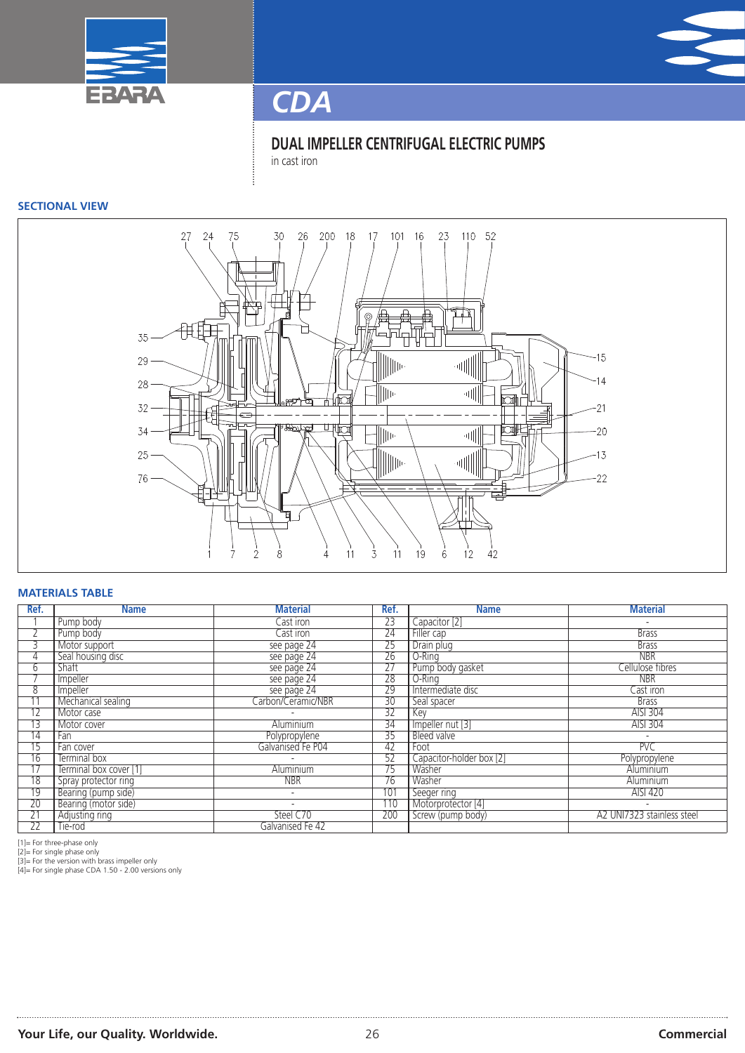# CDA

## DUAL IMPELLER CENTRIFUGAL ELECTRIC PUMPS

in cast iron

### SECTIONAL VIEW

### MATERIALS TABLE

| Ref. | Name | Material | Ref. | Name | Material |
|---|---|---|---|---|---|
| 1 | Pump body | Cast iron | 23 | Capacitor [2] | - |
| 2 | Pump body | Cast iron | 24 | Filler cap | Brass |
| 3 | Motor support | see page 24 | 25 | Drain plug | Brass |
| 4 | Seal housing disc | see page 24 | 26 | O-Ring | NBR |
| 6 | Shaft | see page 24 | 27 | Pump body gasket | Cellulose fibres |
| 7 | Impeller | see page 24 | 28 | O-Ring | NBR |
| 8 | Impeller | see page 24 | 29 | Intermediate disc | Cast iron |
| 11 | Mechanical sealing | Carbon/Ceramic/NBR | 30 | Seal spacer | Brass |
| 12 | Motor case | - | 32 | Key | AISI 304 |
| 13 | Motor cover | Aluminium | 34 | Impeller nut [3] | AISI 304 |
| 14 | Fan | Polypropylene | 35 | Bleed valve | - |
| 15 | Fan cover | Galvanised Fe P04 | 42 | Foot | PVC |
| 16 | Terminal box | - | 52 | Capacitor-holder box [2] | Polypropylene |
| 17 | Terminal box cover [1] | Aluminium | 75 | Washer | Aluminium |
| 18 | Spray protector ring | NBR | 76 | Washer | Aluminium |
| 19 | Bearing (pump side) | - | 101 | Seeger ring | AISI 420 |
| 20 | Bearing (motor side) | - | 110 | Motorprotector [4] | - |
| 21 | Adjusting ring | Steel C70 | 200 | Screw (pump body) | A2 UNI7323 stainless steel |
| 22 | Tie-rod | Galvanised Fe 42 | | | |

[1]= For three-phase only
[2]= For single phase only
[3]= For the version with brass impeller only
[4]= For single phase CDA 1.50 - 2.00 versions only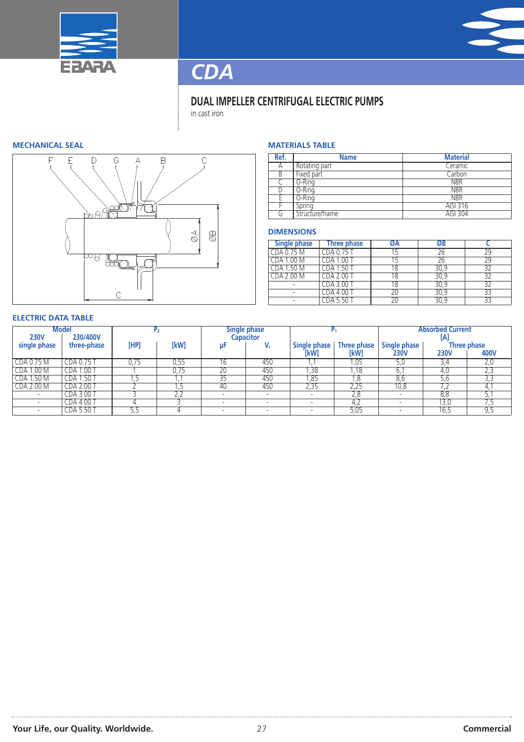# CDA

## DUAL IMPELLER CENTRIFUGAL ELECTRIC PUMPS

in cast iron

### MECHANICAL SEAL

F E D G A B C

ØA ØB

C

### MATERIALS TABLE

| Ref. | Name | Material |
|---|---|---|
| A | Rotating part | Ceramic |
| B | Fixed part | Carbon |
| C | O-Ring | NBR |
| D | O-Ring | NBR |
| E | O-Ring | NBR |
| F | Spring | AISI 316 |
| G | Structure/frame | AISI 304 |

### DIMENSIONS

| Single phase | Three phase | ØA | ØB | C |
|---|---|---|---|---|
| CDA 0.75 M | CDA 0.75 T | 15 | 26 | 29 |
| CDA 1.00 M | CDA 1.00 T | 15 | 26 | 29 |
| CDA 1.50 M | CDA 1.50 T | 18 | 30,9 | 32 |
| CDA 2.00 M | CDA 2.00 T | 18 | 30,9 | 32 |
| - | CDA 3.00 T | 18 | 30,9 | 32 |
| - | CDA 4.00 T | 20 | 30,9 | 33 |
| - | CDA 5.50 T | 20 | 30,9 | 33 |

### ELECTRIC DATA TABLE

| Model | | $P_2$ | | Single phase Capacitor | | $P_1$ | | Absorbed Current [A] | | |
|---|---|---|---|---|---|---|---|---|---|---|
| 230V single phase | 230/400V three-phase | [HP] | [kW] | μF | $V_c$ | Single phase [kW] | Three phase [kW] | Single phase 230V | Three phase 230V | Three phase 400V |
| CDA 0.75 M | CDA 0.75 T | 0,75 | 0,55 | 16 | 450 | 1,1 | 1,05 | 5,0 | 3,4 | 2,0 |
| CDA 1.00 M | CDA 1.00 T | 1 | 0,75 | 20 | 450 | 1,38 | 1,18 | 6,1 | 4,0 | 2,3 |
| CDA 1.50 M | CDA 1.50 T | 1,5 | 1,1 | 35 | 450 | 1,85 | 1,8 | 8,6 | 5,6 | 3,3 |
| CDA 2.00 M | CDA 2.00 T | 2 | 1,5 | 40 | 450 | 2,35 | 2,25 | 10,8 | 7,2 | 4,1 |
| - | CDA 3.00 T | 3 | 2,2 | - | - | - | 2,8 | - | 8,8 | 5,1 |
| - | CDA 4.00 T | 4 | 3 | - | - | - | 4,2 | - | 13,0 | 7,5 |
| - | CDA 5.50 T | 5,5 | 4 | - | - | - | 5,05 | - | 16,5 | 9,5 |